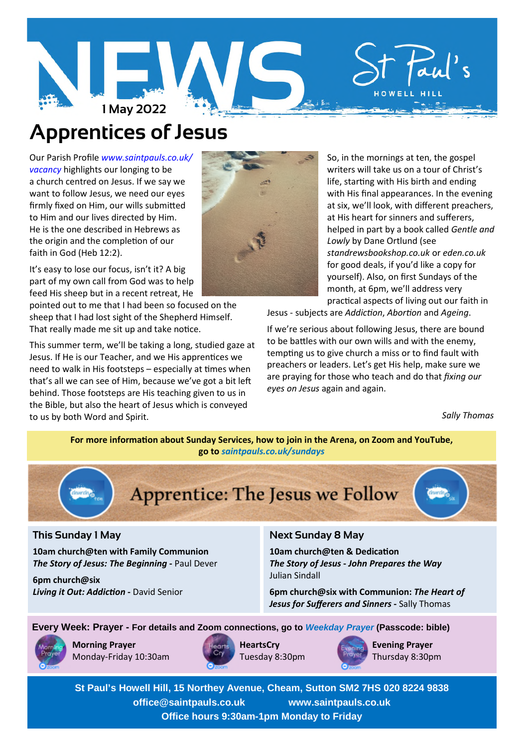# NEWS

**St Paul's** HOWELL HILL

1 May 2022

## Apprentices of Jesus

Our Parish Profile *www.saintpauls.co.uk/vacancy* highlights our longing to be a church centred on Jesus. If we say we want to follow Jesus, we need our eyes firmly fixed on Him, our wills submitted to Him and our lives directed by Him. He is the one described in Hebrews as the origin and the completion of our faith in God (Heb 12:2).

It's easy to lose our focus, isn't it? A big part of my own call from God was to help feed His sheep but in a recent retreat, He pointed out to me that I had been so focused on the sheep that I had lost sight of the Shepherd Himself. That really made me sit up and take notice.

This summer term, we'll be taking a long, studied gaze at Jesus. If He is our Teacher, and we His apprentices we need to walk in His footsteps – especially at times when that's all we can see of Him, because we've got a bit left behind. Those footsteps are His teaching given to us in the Bible, but also the heart of Jesus which is conveyed to us by both Word and Spirit.

So, in the mornings at ten, the gospel writers will take us on a tour of Christ's life, starting with His birth and ending with His final appearances. In the evening at six, we'll look, with different preachers, at His heart for sinners and sufferers, helped in part by a book called *Gentle and Lowly* by Dane Ortlund (see *standrewsbookshop.co.uk* or *eden.co.uk* for good deals, if you'd like a copy for yourself). Also, on first Sundays of the month, at 6pm, we'll address very practical aspects of living out our faith in Jesus - subjects are *Addiction*, *Abortion* and *Ageing*.

If we're serious about following Jesus, there are bound to be battles with our own wills and with the enemy, tempting us to give church a miss or to find fault with preachers or leaders. Let's get His help, make sure we are praying for those who teach and do that *fixing our eyes on Jesus* again and again.

*Sally Thomas*

**For more information about Sunday Services, how to join in the Arena, on Zoom and YouTube, go to *saintpauls.co.uk/sundays***

## Apprentice: The Jesus we Follow

### This Sunday 1 May

**10am church@ten with Family Communion**
***The Story of Jesus: The Beginning*** - Paul Dever

**6pm church@six**
***Living it Out: Addiction*** - David Senior

### Next Sunday 8 May

**10am church@ten & Dedication**
***The Story of Jesus - John Prepares the Way***
Julian Sindall

**6pm church@six with Communion: *The Heart of Jesus for Sufferers and Sinners*** - Sally Thomas

**Every Week: Prayer - For details and Zoom connections, go to *Weekday Prayer* (Passcode: bible)**

**Morning Prayer**
Monday-Friday 10:30am

**HeartsCry**
Tuesday 8:30pm

**Evening Prayer**
Thursday 8:30pm

**St Paul's Howell Hill, 15 Northey Avenue, Cheam, Sutton SM2 7HS 020 8224 9838**
**office@saintpauls.co.uk www.saintpauls.co.uk**
**Office hours 9:30am-1pm Monday to Friday**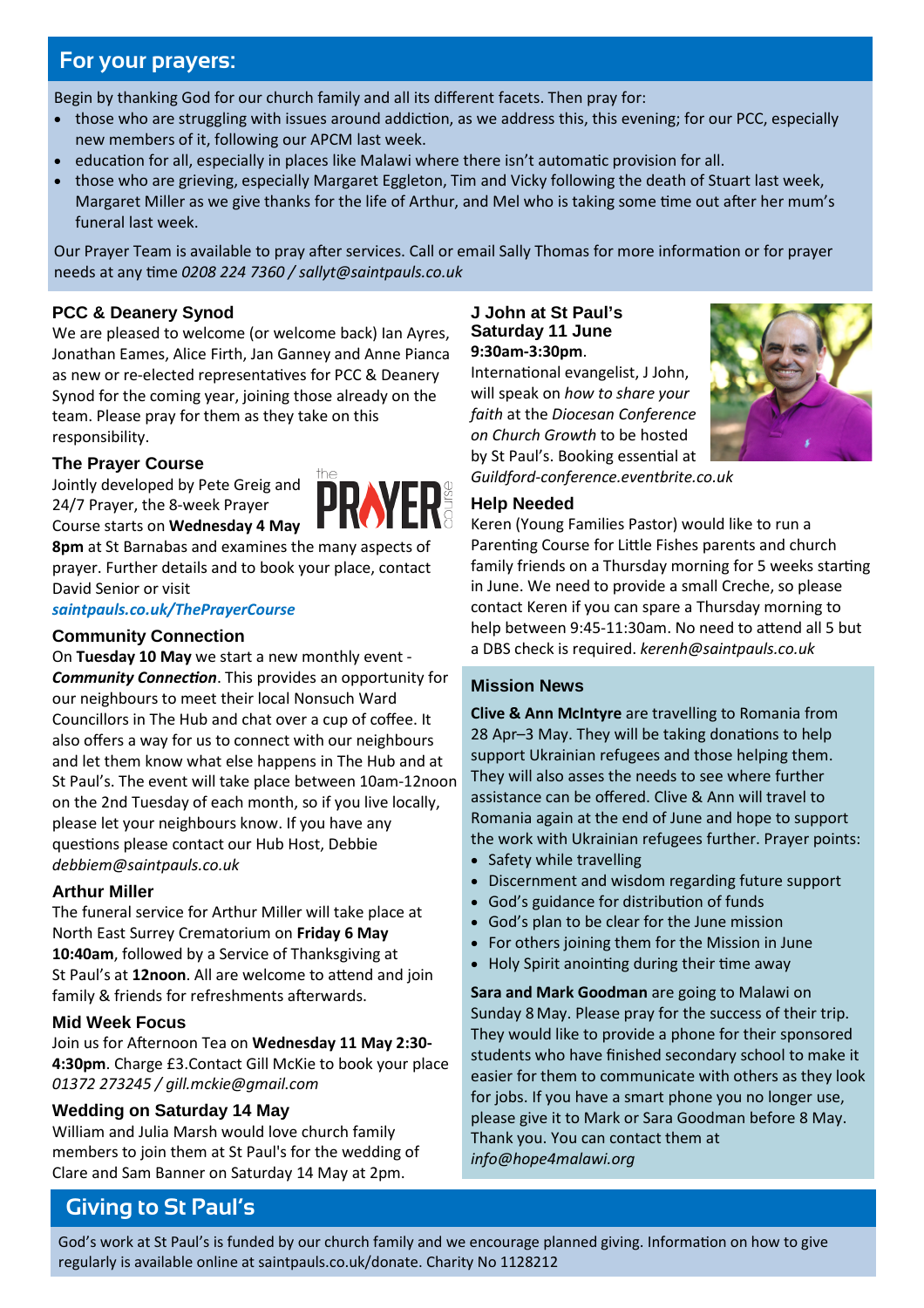## For your prayers:

Begin by thanking God for our church family and all its different facets. Then pray for:

- those who are struggling with issues around addiction, as we address this, this evening; for our PCC, especially new members of it, following our APCM last week.
- education for all, especially in places like Malawi where there isn't automatic provision for all.
- those who are grieving, especially Margaret Eggleton, Tim and Vicky following the death of Stuart last week, Margaret Miller as we give thanks for the life of Arthur, and Mel who is taking some time out after her mum's funeral last week.

Our Prayer Team is available to pray after services. Call or email Sally Thomas for more information or for prayer needs at any time *0208 224 7360 / sallyt@saintpauls.co.uk*

### PCC & Deanery Synod

We are pleased to welcome (or welcome back) Ian Ayres, Jonathan Eames, Alice Firth, Jan Ganney and Anne Pianca as new or re-elected representatives for PCC & Deanery Synod for the coming year, joining those already on the team. Please pray for them as they take on this responsibility.

### The Prayer Course

Jointly developed by Pete Greig and 24/7 Prayer, the 8-week Prayer Course starts on **Wednesday 4 May 8pm** at St Barnabas and examines the many aspects of prayer. Further details and to book your place, contact David Senior or visit ***saintpauls.co.uk/ThePrayerCourse***

### Community Connection

On **Tuesday 10 May** we start a new monthly event - ***Community Connection***. This provides an opportunity for our neighbours to meet their local Nonsuch Ward Councillors in The Hub and chat over a cup of coffee. It also offers a way for us to connect with our neighbours and let them know what else happens in The Hub and at St Paul's. The event will take place between 10am-12noon on the 2nd Tuesday of each month, so if you live locally, please let your neighbours know. If you have any questions please contact our Hub Host, Debbie *debbiem@saintpauls.co.uk*

### Arthur Miller

The funeral service for Arthur Miller will take place at North East Surrey Crematorium on **Friday 6 May 10:40am**, followed by a Service of Thanksgiving at St Paul's at **12noon**. All are welcome to attend and join family & friends for refreshments afterwards.

### Mid Week Focus

Join us for Afternoon Tea on **Wednesday 11 May 2:30-4:30pm**. Charge £3.Contact Gill McKie to book your place *01372 273245 / gill.mckie@gmail.com*

### Wedding on Saturday 14 May

William and Julia Marsh would love church family members to join them at St Paul's for the wedding of Clare and Sam Banner on Saturday 14 May at 2pm.

### J John at St Paul's Saturday 11 June

**9:30am-3:30pm**.

International evangelist, J John, will speak on *how to share your faith* at the *Diocesan Conference on Church Growth* to be hosted by St Paul's. Booking essential at *Guildford-conference.eventbrite.co.uk*

### Help Needed

Keren (Young Families Pastor) would like to run a Parenting Course for Little Fishes parents and church family friends on a Thursday morning for 5 weeks starting in June. We need to provide a small Creche, so please contact Keren if you can spare a Thursday morning to help between 9:45-11:30am. No need to attend all 5 but a DBS check is required. *kerenh@saintpauls.co.uk*

### Mission News

**Clive & Ann McIntyre** are travelling to Romania from 28 Apr–3 May. They will be taking donations to help support Ukrainian refugees and those helping them. They will also asses the needs to see where further assistance can be offered. Clive & Ann will travel to Romania again at the end of June and hope to support the work with Ukrainian refugees further. Prayer points:

- Safety while travelling
- Discernment and wisdom regarding future support
- God's guidance for distribution of funds
- God's plan to be clear for the June mission
- For others joining them for the Mission in June
- Holy Spirit anointing during their time away

**Sara and Mark Goodman** are going to Malawi on Sunday 8 May. Please pray for the success of their trip. They would like to provide a phone for their sponsored students who have finished secondary school to make it easier for them to communicate with others as they look for jobs. If you have a smart phone you no longer use, please give it to Mark or Sara Goodman before 8 May. Thank you. You can contact them at *info@hope4malawi.org*

## Giving to St Paul's

God's work at St Paul's is funded by our church family and we encourage planned giving. Information on how to give regularly is available online at saintpauls.co.uk/donate. Charity No 1128212